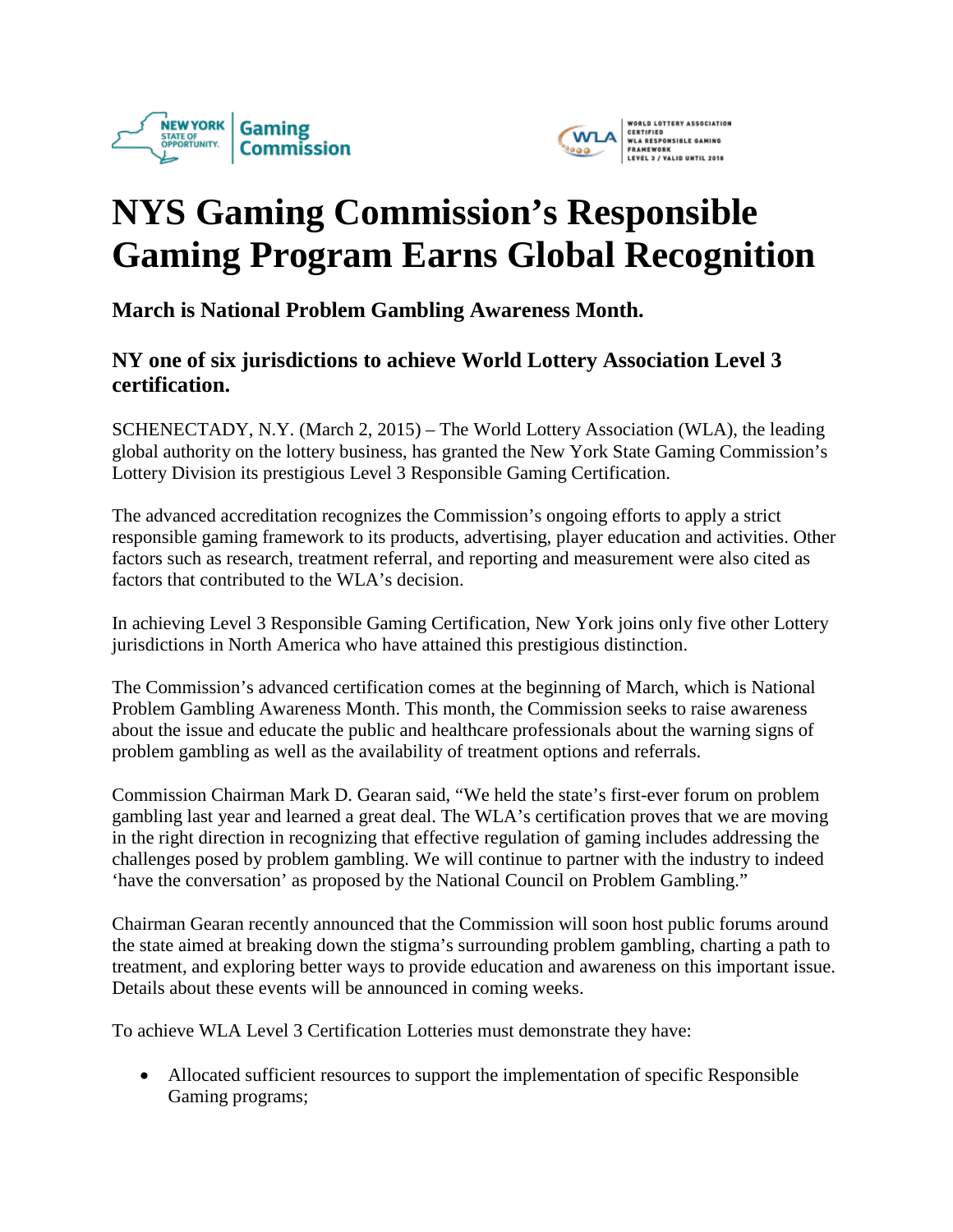# NYS Gaming Commission's Responsible Gaming Program Earns Global Recognition

### March is National Problem Gambling Awareness Month.

### NY one of six jurisdictions to achieve World Lottery Association Level 3 certification.

SCHENECTADY, N.Y. (March 2, 2015) – The World Lottery Association (WLA), the leading global authority on the lottery business, has granted the New York State Gaming Commission's Lottery Division its prestigious Level 3 Responsible Gaming Certification.

The advanced accreditation recognizes the Commission's ongoing efforts to apply a strict responsible gaming framework to its products, advertising, player education and activities. Other factors such as research, treatment referral, and reporting and measurement were also cited as factors that contributed to the WLA's decision.

In achieving Level 3 Responsible Gaming Certification, New York joins only five other Lottery jurisdictions in North America who have attained this prestigious distinction.

The Commission's advanced certification comes at the beginning of March, which is National Problem Gambling Awareness Month. This month, the Commission seeks to raise awareness about the issue and educate the public and healthcare professionals about the warning signs of problem gambling as well as the availability of treatment options and referrals.

Commission Chairman Mark D. Gearan said, "We held the state's first-ever forum on problem gambling last year and learned a great deal. The WLA's certification proves that we are moving in the right direction in recognizing that effective regulation of gaming includes addressing the challenges posed by problem gambling. We will continue to partner with the industry to indeed 'have the conversation' as proposed by the National Council on Problem Gambling."

Chairman Gearan recently announced that the Commission will soon host public forums around the state aimed at breaking down the stigma's surrounding problem gambling, charting a path to treatment, and exploring better ways to provide education and awareness on this important issue. Details about these events will be announced in coming weeks.

To achieve WLA Level 3 Certification Lotteries must demonstrate they have:

- Allocated sufficient resources to support the implementation of specific Responsible Gaming programs;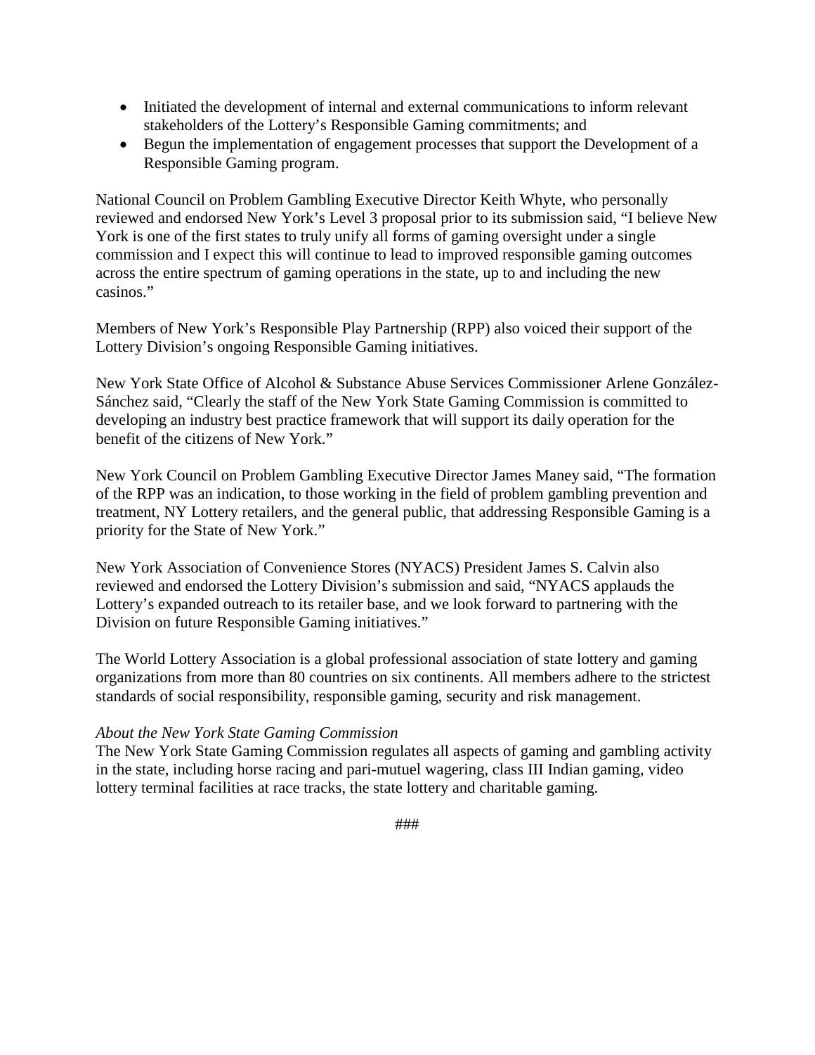- Initiated the development of internal and external communications to inform relevant stakeholders of the Lottery's Responsible Gaming commitments; and
- Begun the implementation of engagement processes that support the Development of a Responsible Gaming program.

National Council on Problem Gambling Executive Director Keith Whyte, who personally reviewed and endorsed New York's Level 3 proposal prior to its submission said, "I believe New York is one of the first states to truly unify all forms of gaming oversight under a single commission and I expect this will continue to lead to improved responsible gaming outcomes across the entire spectrum of gaming operations in the state, up to and including the new casinos."

Members of New York's Responsible Play Partnership (RPP) also voiced their support of the Lottery Division's ongoing Responsible Gaming initiatives.

New York State Office of Alcohol & Substance Abuse Services Commissioner Arlene González-Sánchez said, "Clearly the staff of the New York State Gaming Commission is committed to developing an industry best practice framework that will support its daily operation for the benefit of the citizens of New York."

New York Council on Problem Gambling Executive Director James Maney said, "The formation of the RPP was an indication, to those working in the field of problem gambling prevention and treatment, NY Lottery retailers, and the general public, that addressing Responsible Gaming is a priority for the State of New York."

New York Association of Convenience Stores (NYACS) President James S. Calvin also reviewed and endorsed the Lottery Division's submission and said, "NYACS applauds the Lottery's expanded outreach to its retailer base, and we look forward to partnering with the Division on future Responsible Gaming initiatives."

The World Lottery Association is a global professional association of state lottery and gaming organizations from more than 80 countries on six continents. All members adhere to the strictest standards of social responsibility, responsible gaming, security and risk management.

*About the New York State Gaming Commission*
The New York State Gaming Commission regulates all aspects of gaming and gambling activity in the state, including horse racing and pari-mutuel wagering, class III Indian gaming, video lottery terminal facilities at race tracks, the state lottery and charitable gaming.

###